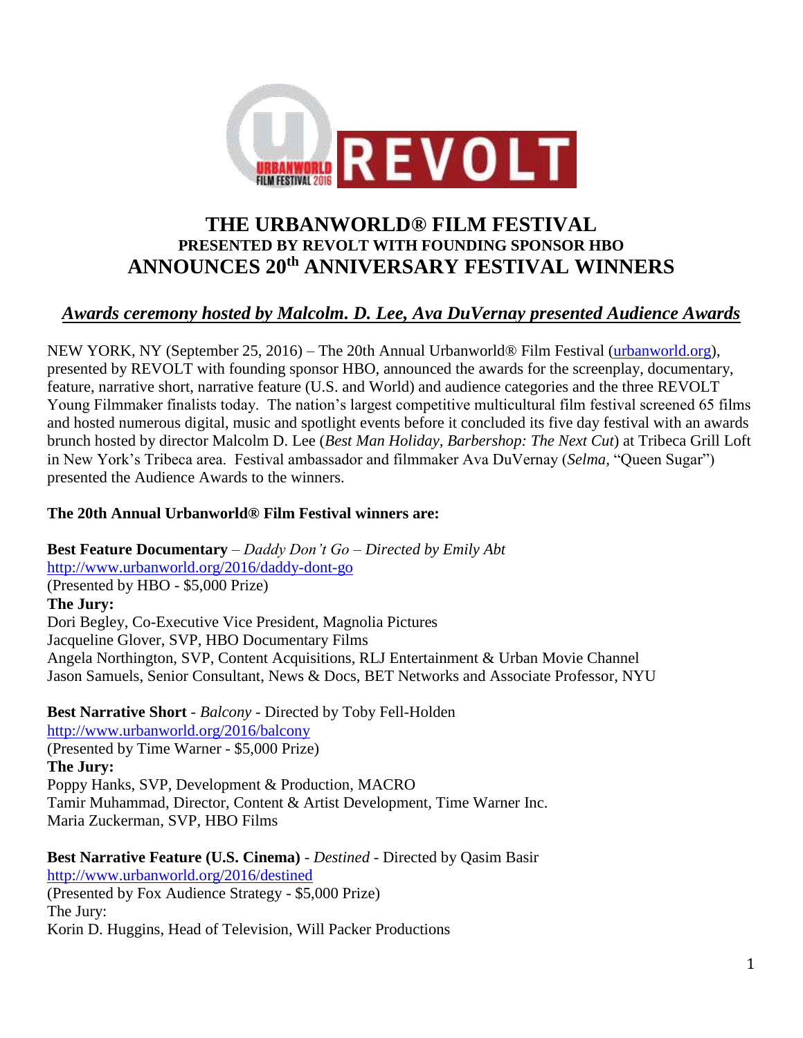# THE URBANWORLD® FILM FESTIVAL
## PRESENTED BY REVOLT WITH FOUNDING SPONSOR HBO
# ANNOUNCES 20th ANNIVERSARY FESTIVAL WINNERS

***Awards ceremony hosted by Malcolm. D. Lee, Ava DuVernay presented Audience Awards***

NEW YORK, NY (September 25, 2016) – The 20th Annual Urbanworld® Film Festival (urbanworld.org), presented by REVOLT with founding sponsor HBO, announced the awards for the screenplay, documentary, feature, narrative short, narrative feature (U.S. and World) and audience categories and the three REVOLT Young Filmmaker finalists today. The nation's largest competitive multicultural film festival screened 65 films and hosted numerous digital, music and spotlight events before it concluded its five day festival with an awards brunch hosted by director Malcolm D. Lee (*Best Man Holiday*, *Barbershop: The Next Cut*) at Tribeca Grill Loft in New York's Tribeca area. Festival ambassador and filmmaker Ava DuVernay (*Selma*, "Queen Sugar") presented the Audience Awards to the winners.

**The 20th Annual Urbanworld® Film Festival winners are:**

**Best Feature Documentary** – *Daddy Don't Go – Directed by Emily Abt*
http://www.urbanworld.org/2016/daddy-dont-go
(Presented by HBO - $5,000 Prize)
**The Jury:**
Dori Begley, Co-Executive Vice President, Magnolia Pictures
Jacqueline Glover, SVP, HBO Documentary Films
Angela Northington, SVP, Content Acquisitions, RLJ Entertainment & Urban Movie Channel
Jason Samuels, Senior Consultant, News & Docs, BET Networks and Associate Professor, NYU

**Best Narrative Short** - *Balcony* - Directed by Toby Fell-Holden
http://www.urbanworld.org/2016/balcony
(Presented by Time Warner - $5,000 Prize)
**The Jury:**
Poppy Hanks, SVP, Development & Production, MACRO
Tamir Muhammad, Director, Content & Artist Development, Time Warner Inc.
Maria Zuckerman, SVP, HBO Films

**Best Narrative Feature (U.S. Cinema)** - *Destined* - Directed by Qasim Basir
http://www.urbanworld.org/2016/destined
(Presented by Fox Audience Strategy - $5,000 Prize)
The Jury:
Korin D. Huggins, Head of Television, Will Packer Productions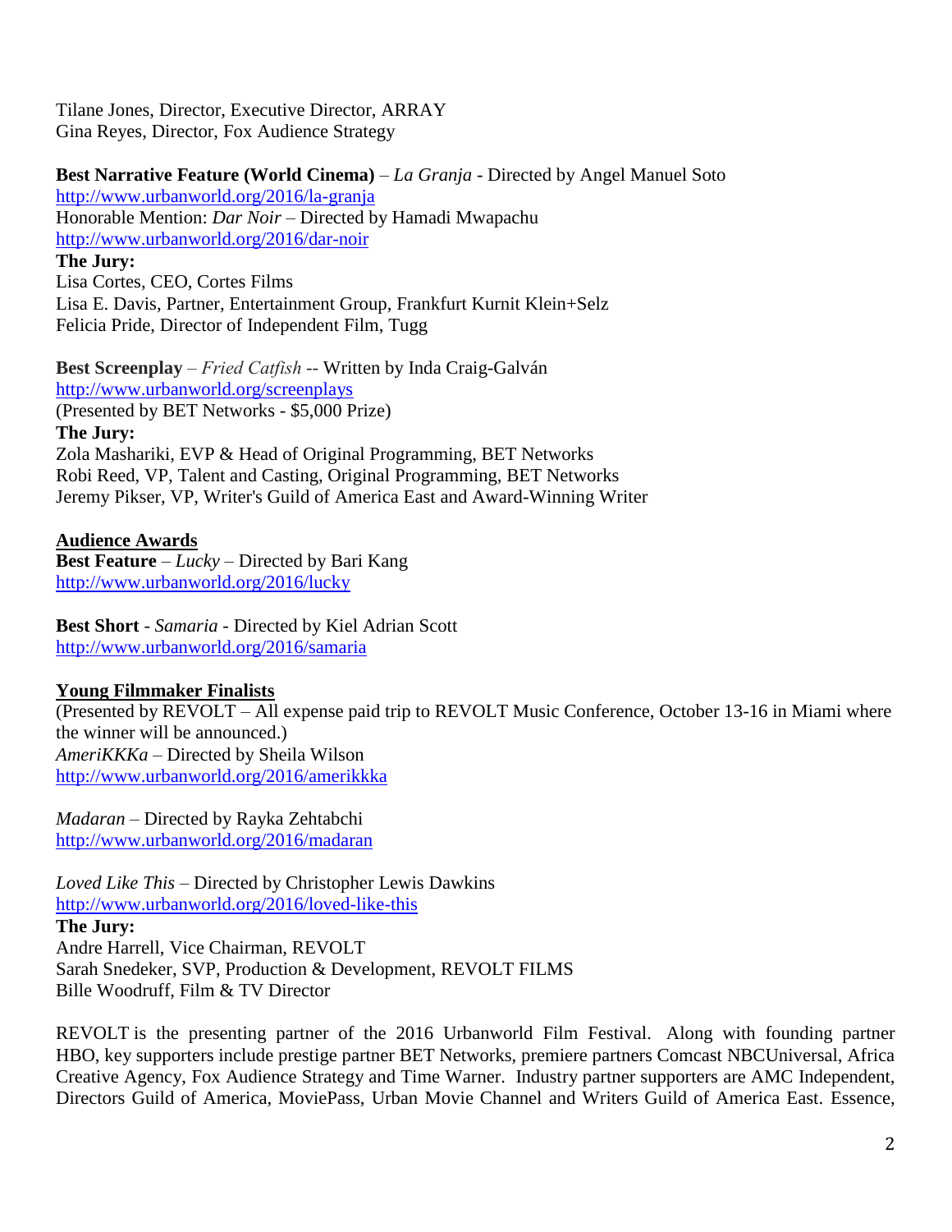Tilane Jones, Director, Executive Director, ARRAY
Gina Reyes, Director, Fox Audience Strategy

**Best Narrative Feature (World Cinema)** – *La Granja* - Directed by Angel Manuel Soto
http://www.urbanworld.org/2016/la-granja
Honorable Mention: *Dar Noir* – Directed by Hamadi Mwapachu
http://www.urbanworld.org/2016/dar-noir
**The Jury:**
Lisa Cortes, CEO, Cortes Films
Lisa E. Davis, Partner, Entertainment Group, Frankfurt Kurnit Klein+Selz
Felicia Pride, Director of Independent Film, Tugg

**Best Screenplay** – *Fried Catfish* -- Written by Inda Craig-Galván
http://www.urbanworld.org/screenplays
(Presented by BET Networks - $5,000 Prize)
**The Jury:**
Zola Mashariki, EVP & Head of Original Programming, BET Networks
Robi Reed, VP, Talent and Casting, Original Programming, BET Networks
Jeremy Pikser, VP, Writer's Guild of America East and Award-Winning Writer

**Audience Awards**

**Best Feature** – *Lucky* – Directed by Bari Kang
http://www.urbanworld.org/2016/lucky

**Best Short** - *Samaria* - Directed by Kiel Adrian Scott
http://www.urbanworld.org/2016/samaria

**Young Filmmaker Finalists**

(Presented by REVOLT – All expense paid trip to REVOLT Music Conference, October 13-16 in Miami where the winner will be announced.)

*AmeriKKKa* – Directed by Sheila Wilson
http://www.urbanworld.org/2016/amerikkka

*Madaran* – Directed by Rayka Zehtabchi
http://www.urbanworld.org/2016/madaran

*Loved Like This* – Directed by Christopher Lewis Dawkins
http://www.urbanworld.org/2016/loved-like-this
**The Jury:**
Andre Harrell, Vice Chairman, REVOLT
Sarah Snedeker, SVP, Production & Development, REVOLT FILMS
Bille Woodruff, Film & TV Director

REVOLT is the presenting partner of the 2016 Urbanworld Film Festival. Along with founding partner HBO, key supporters include prestige partner BET Networks, premiere partners Comcast NBCUniversal, Africa Creative Agency, Fox Audience Strategy and Time Warner. Industry partner supporters are AMC Independent, Directors Guild of America, MoviePass, Urban Movie Channel and Writers Guild of America East. Essence,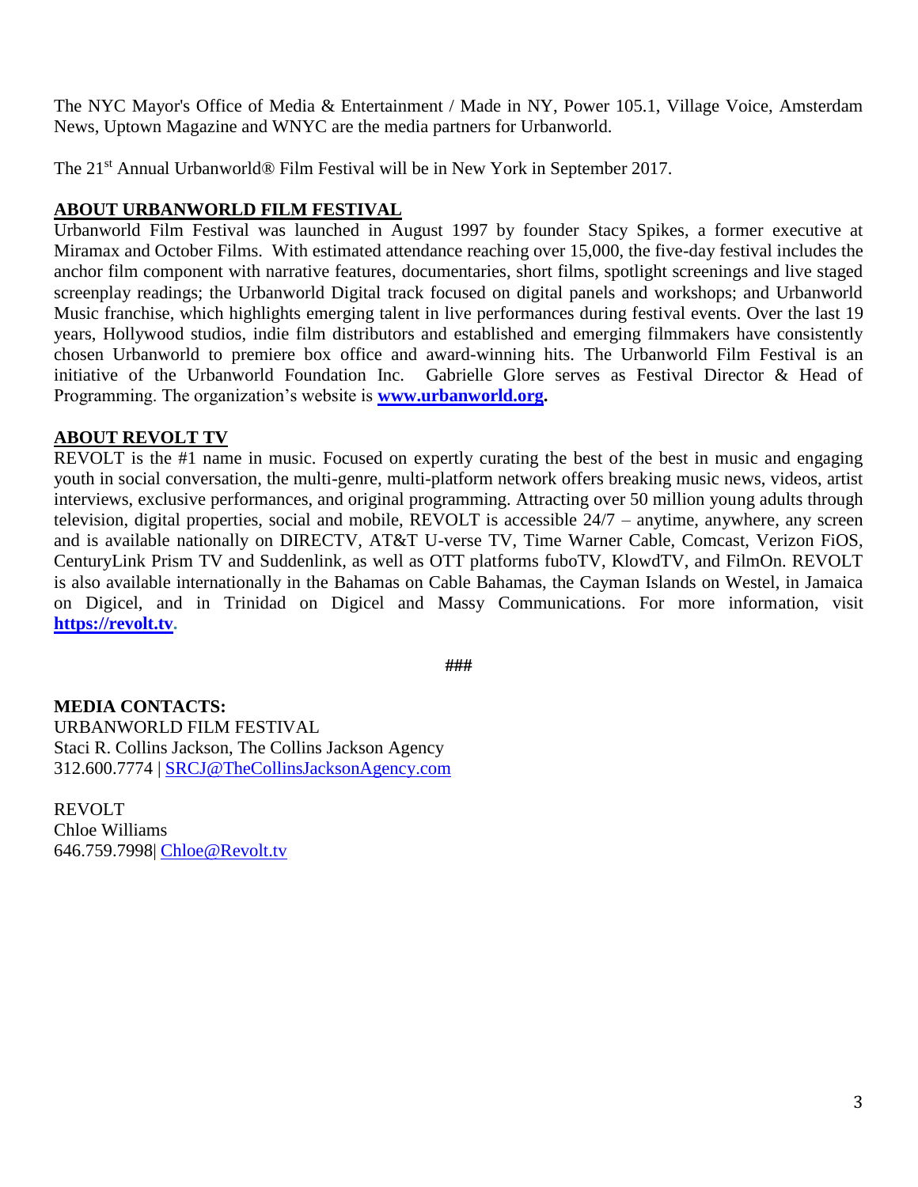The NYC Mayor's Office of Media & Entertainment / Made in NY, Power 105.1, Village Voice, Amsterdam News, Uptown Magazine and WNYC are the media partners for Urbanworld.

The 21st Annual Urbanworld® Film Festival will be in New York in September 2017.

**ABOUT URBANWORLD FILM FESTIVAL**

Urbanworld Film Festival was launched in August 1997 by founder Stacy Spikes, a former executive at Miramax and October Films. With estimated attendance reaching over 15,000, the five-day festival includes the anchor film component with narrative features, documentaries, short films, spotlight screenings and live staged screenplay readings; the Urbanworld Digital track focused on digital panels and workshops; and Urbanworld Music franchise, which highlights emerging talent in live performances during festival events. Over the last 19 years, Hollywood studios, indie film distributors and established and emerging filmmakers have consistently chosen Urbanworld to premiere box office and award-winning hits. The Urbanworld Film Festival is an initiative of the Urbanworld Foundation Inc. Gabrielle Glore serves as Festival Director & Head of Programming. The organization's website is **www.urbanworld.org.**

**ABOUT REVOLT TV**

REVOLT is the #1 name in music. Focused on expertly curating the best of the best in music and engaging youth in social conversation, the multi-genre, multi-platform network offers breaking music news, videos, artist interviews, exclusive performances, and original programming. Attracting over 50 million young adults through television, digital properties, social and mobile, REVOLT is accessible 24/7 – anytime, anywhere, any screen and is available nationally on DIRECTV, AT&T U-verse TV, Time Warner Cable, Comcast, Verizon FiOS, CenturyLink Prism TV and Suddenlink, as well as OTT platforms fuboTV, KlowdTV, and FilmOn. REVOLT is also available internationally in the Bahamas on Cable Bahamas, the Cayman Islands on Westel, in Jamaica on Digicel, and in Trinidad on Digicel and Massy Communications. For more information, visit **https://revolt.tv**.

###

**MEDIA CONTACTS:**

URBANWORLD FILM FESTIVAL
Staci R. Collins Jackson, The Collins Jackson Agency
312.600.7774 | SRCJ@TheCollinsJacksonAgency.com

REVOLT
Chloe Williams
646.759.7998| Chloe@Revolt.tv